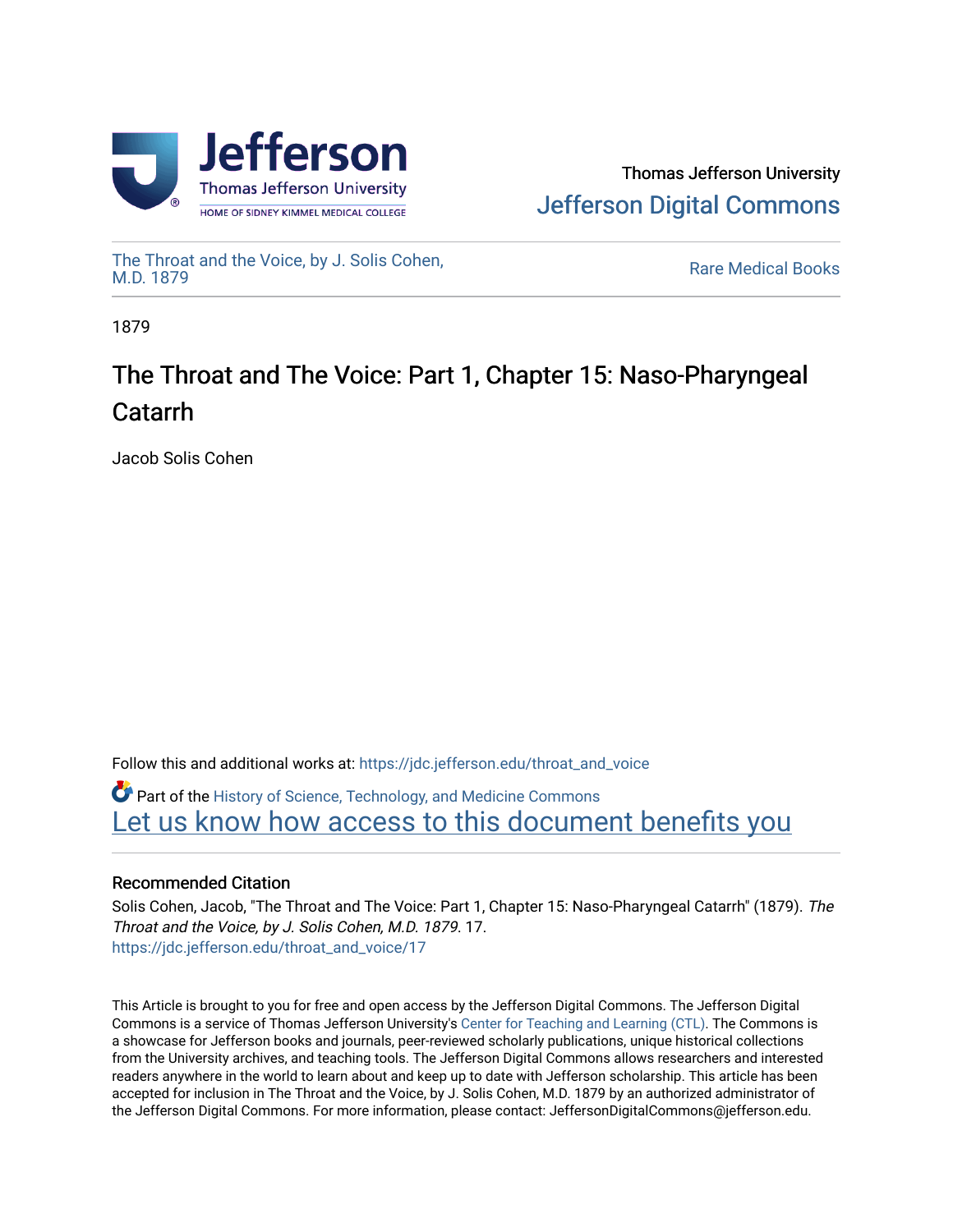Thomas Jefferson University

Jefferson Digital Commons

The Throat and the Voice, by J. Solis Cohen, M.D. 1879

Rare Medical Books

1879

# The Throat and The Voice: Part 1, Chapter 15: Naso-Pharyngeal Catarrh

Jacob Solis Cohen

Follow this and additional works at: https://jdc.jefferson.edu/throat_and_voice

Part of the History of Science, Technology, and Medicine Commons

Let us know how access to this document benefits you

### Recommended Citation

Solis Cohen, Jacob, "The Throat and The Voice: Part 1, Chapter 15: Naso-Pharyngeal Catarrh" (1879). *The Throat and the Voice, by J. Solis Cohen, M.D. 1879*. 17.
https://jdc.jefferson.edu/throat_and_voice/17

This Article is brought to you for free and open access by the Jefferson Digital Commons. The Jefferson Digital Commons is a service of Thomas Jefferson University's Center for Teaching and Learning (CTL). The Commons is a showcase for Jefferson books and journals, peer-reviewed scholarly publications, unique historical collections from the University archives, and teaching tools. The Jefferson Digital Commons allows researchers and interested readers anywhere in the world to learn about and keep up to date with Jefferson scholarship. This article has been accepted for inclusion in The Throat and the Voice, by J. Solis Cohen, M.D. 1879 by an authorized administrator of the Jefferson Digital Commons. For more information, please contact: JeffersonDigitalCommons@jefferson.edu.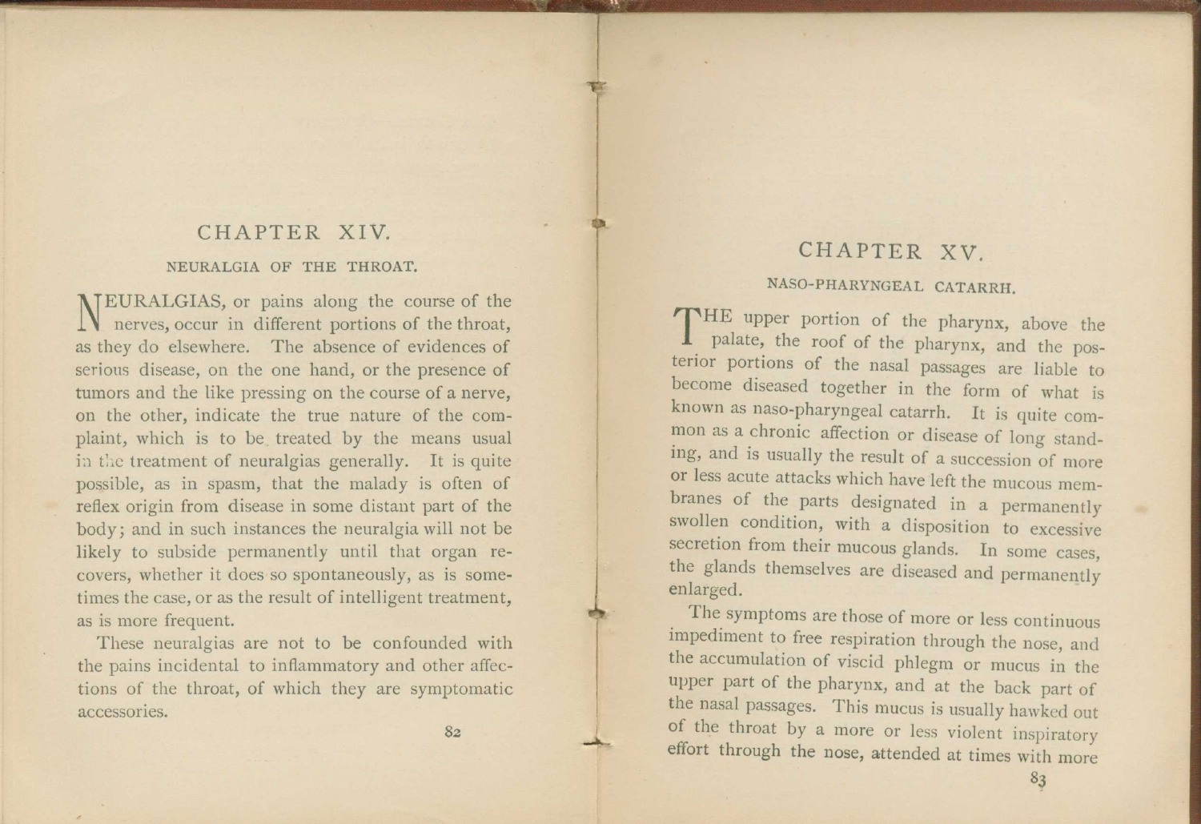# CHAPTER XIV.

## NEURALGIA OF THE THROAT.

NEURALGIAS, or pains along the course of the nerves, occur in different portions of the throat, as they do elsewhere. The absence of evidences of serious disease, on the one hand, or the presence of tumors and the like pressing on the course of a nerve, on the other, indicate the true nature of the complaint, which is to be treated by the means usual in the treatment of neuralgias generally. It is quite possible, as in spasm, that the malady is often of reflex origin from disease in some distant part of the body; and in such instances the neuralgia will not be likely to subside permanently until that organ recovers, whether it does so spontaneously, as is sometimes the case, or as the result of intelligent treatment, as is more frequent.

These neuralgias are not to be confounded with the pains incidental to inflammatory and other affections of the throat, of which they are symptomatic accessories.

# CHAPTER XV.

## NASO-PHARYNGEAL CATARRH.

THE upper portion of the pharynx, above the palate, the roof of the pharynx, and the posterior portions of the nasal passages are liable to become diseased together in the form of what is known as naso-pharyngeal catarrh. It is quite common as a chronic affection or disease of long standing, and is usually the result of a succession of more or less acute attacks which have left the mucous membranes of the parts designated in a permanently swollen condition, with a disposition to excessive secretion from their mucous glands. In some cases, the glands themselves are diseased and permanently enlarged.

The symptoms are those of more or less continuous impediment to free respiration through the nose, and the accumulation of viscid phlegm or mucus in the upper part of the pharynx, and at the back part of the nasal passages. This mucus is usually hawked out of the throat by a more or less violent inspiratory effort through the nose, attended at times with more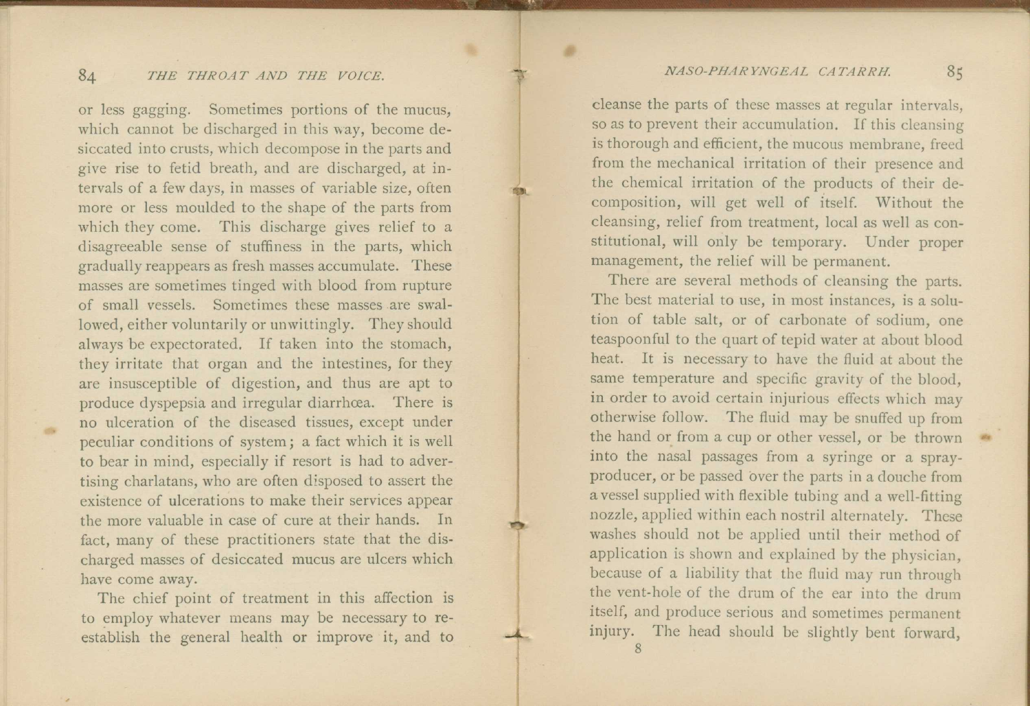or less gagging. Sometimes portions of the mucus, which cannot be discharged in this way, become desiccated into crusts, which decompose in the parts and give rise to fetid breath, and are discharged, at intervals of a few days, in masses of variable size, often more or less moulded to the shape of the parts from which they come. This discharge gives relief to a disagreeable sense of stuffiness in the parts, which gradually reappears as fresh masses accumulate. These masses are sometimes tinged with blood from rupture of small vessels. Sometimes these masses are swallowed, either voluntarily or unwittingly. They should always be expectorated. If taken into the stomach, they irritate that organ and the intestines, for they are insusceptible of digestion, and thus are apt to produce dyspepsia and irregular diarrhœa. There is no ulceration of the diseased tissues, except under peculiar conditions of system; a fact which it is well to bear in mind, especially if resort is had to advertising charlatans, who are often disposed to assert the existence of ulcerations to make their services appear the more valuable in case of cure at their hands. In fact, many of these practitioners state that the discharged masses of desiccated mucus are ulcers which have come away.

The chief point of treatment in this affection is to employ whatever means may be necessary to re-establish the general health or improve it, and to cleanse the parts of these masses at regular intervals, so as to prevent their accumulation. If this cleansing is thorough and efficient, the mucous membrane, freed from the mechanical irritation of their presence and the chemical irritation of the products of their decomposition, will get well of itself. Without the cleansing, relief from treatment, local as well as constitutional, will only be temporary. Under proper management, the relief will be permanent.

There are several methods of cleansing the parts. The best material to use, in most instances, is a solution of table salt, or of carbonate of sodium, one teaspoonful to the quart of tepid water at about blood heat. It is necessary to have the fluid at about the same temperature and specific gravity of the blood, in order to avoid certain injurious effects which may otherwise follow. The fluid may be snuffed up from the hand or from a cup or other vessel, or be thrown into the nasal passages from a syringe or a spray-producer, or be passed over the parts in a douche from a vessel supplied with flexible tubing and a well-fitting nozzle, applied within each nostril alternately. These washes should not be applied until their method of application is shown and explained by the physician, because of a liability that the fluid may run through the vent-hole of the drum of the ear into the drum itself, and produce serious and sometimes permanent injury. The head should be slightly bent forward,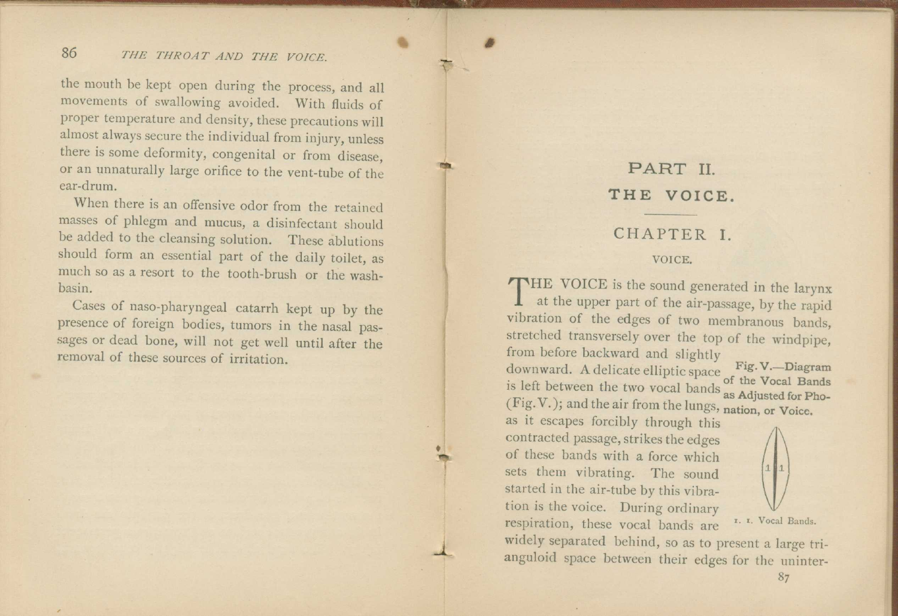the mouth be kept open during the process, and all movements of swallowing avoided. With fluids of proper temperature and density, these precautions will almost always secure the individual from injury, unless there is some deformity, congenital or from disease, or an unnaturally large orifice to the vent-tube of the ear-drum.

When there is an offensive odor from the retained masses of phlegm and mucus, a disinfectant should be added to the cleansing solution. These ablutions should form an essential part of the daily toilet, as much so as a resort to the tooth-brush or the wash-basin.

Cases of naso-pharyngeal catarrh kept up by the presence of foreign bodies, tumors in the nasal passages or dead bone, will not get well until after the removal of these sources of irritation.

# PART II.

# THE VOICE.

## CHAPTER I.

### VOICE.

THE VOICE is the sound generated in the larynx at the upper part of the air-passage, by the rapid vibration of the edges of two membranous bands, stretched transversely over the top of the windpipe, from before backward and slightly downward. A delicate elliptic space is left between the two vocal bands (Fig. V.); and the air from the lungs, as it escapes forcibly through this contracted passage, strikes the edges of these bands with a force which sets them vibrating. The sound started in the air-tube by this vibration is the voice. During ordinary respiration, these vocal bands are widely separated behind, so as to present a large trianguloid space between their edges for the uninter-

**Fig. V.—Diagram of the Vocal Bands as Adjusted for Phonation, or Voice.**

1 1

1. 1. Vocal Bands.